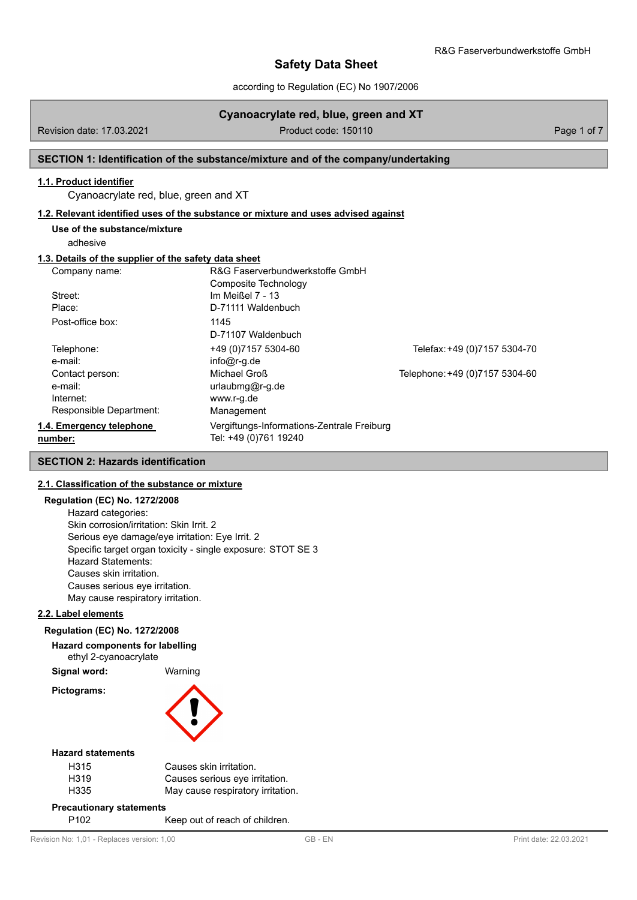# Safety Data Sheet

according to Regulation (EC) No 1907/2006

## Cyanoacrylate red, blue, green and XT

Revision date: 17.03.2021 | Product code: 150110

## SECTION 1: Identification of the substance/mixture and of the company/undertaking

### 1.1. Product identifier

Cyanoacrylate red, blue, green and XT

### 1.2. Relevant identified uses of the substance or mixture and uses advised against

**Use of the substance/mixture**

adhesive

### 1.3. Details of the supplier of the safety data sheet

| | | |
|---|---|---|
| Company name: | R&G Faserverbundwerkstoffe GmbH<br>Composite Technology | |
| Street: | Im Meißel 7 - 13 | |
| Place: | D-71111 Waldenbuch | |
| Post-office box: | 1145<br>D-71107 Waldenbuch | |
| Telephone: | +49 (0)7157 5304-60 | Telefax: +49 (0)7157 5304-70 |
| e-mail: | info@r-g.de | |
| Contact person: | Michael Groß | Telephone: +49 (0)7157 5304-60 |
| e-mail: | urlaubmg@r-g.de | |
| Internet: | www.r-g.de | |
| Responsible Department: | Management | |

### 1.4. Emergency telephone number:

Vergiftungs-Informations-Zentrale Freiburg
Tel: +49 (0)761 19240

## SECTION 2: Hazards identification

### 2.1. Classification of the substance or mixture

**Regulation (EC) No. 1272/2008**

Hazard categories:
Skin corrosion/irritation: Skin Irrit. 2
Serious eye damage/eye irritation: Eye Irrit. 2
Specific target organ toxicity - single exposure: STOT SE 3
Hazard Statements:
Causes skin irritation.
Causes serious eye irritation.
May cause respiratory irritation.

### 2.2. Label elements

**Regulation (EC) No. 1272/2008**

**Hazard components for labelling**

ethyl 2-cyanoacrylate

**Signal word:** Warning

**Pictograms:**

**Hazard statements**

| | |
|---|---|
| H315 | Causes skin irritation. |
| H319 | Causes serious eye irritation. |
| H335 | May cause respiratory irritation. |

**Precautionary statements**

| | |
|---|---|
| P102 | Keep out of reach of children. |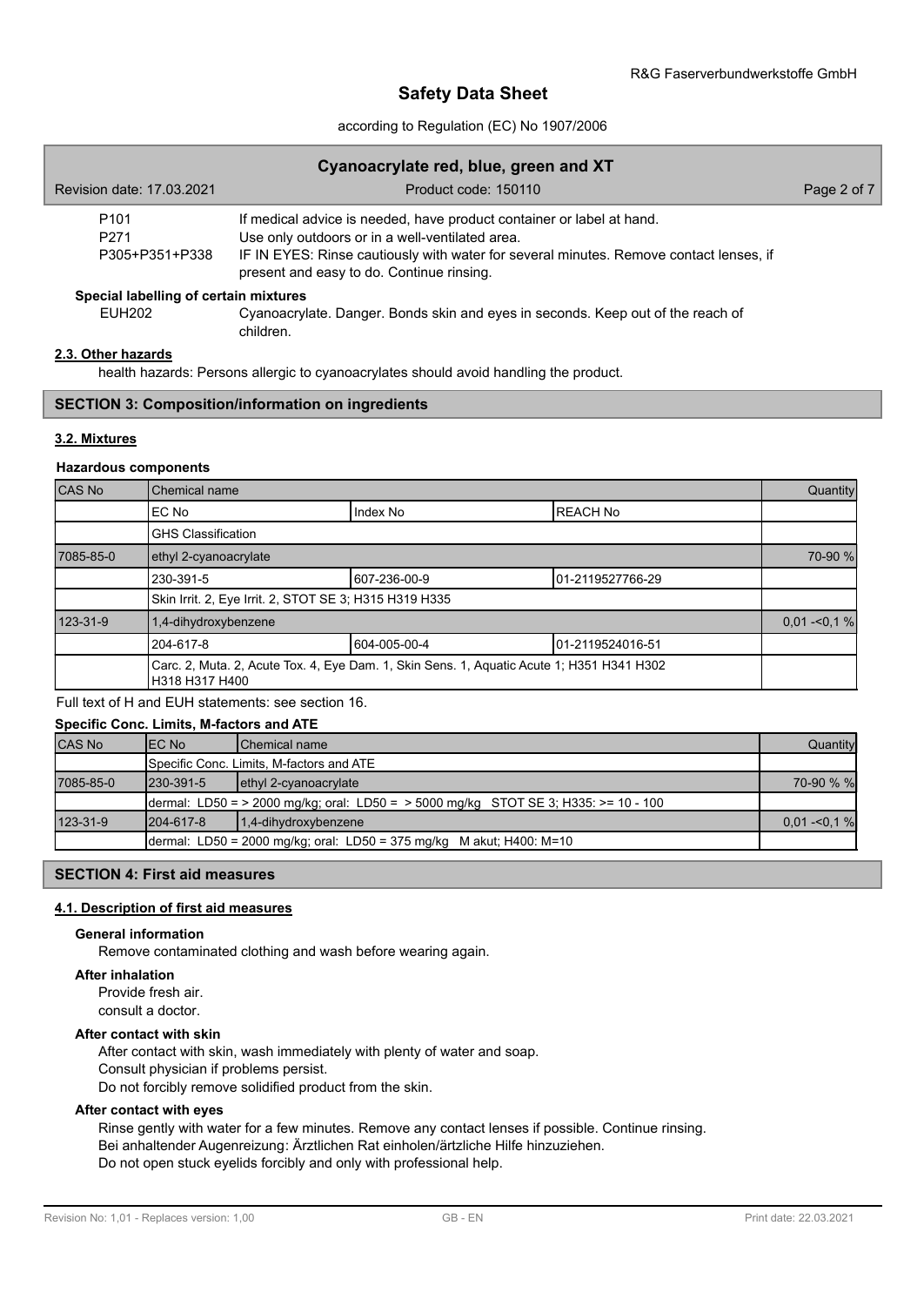| | |
|---|---|
| P101 | If medical advice is needed, have product container or label at hand. |
| P271 | Use only outdoors or in a well-ventilated area. |
| P305+P351+P338 | IF IN EYES: Rinse cautiously with water for several minutes. Remove contact lenses, if present and easy to do. Continue rinsing. |

**Special labelling of certain mixtures**

| | |
|---|---|
| EUH202 | Cyanoacrylate. Danger. Bonds skin and eyes in seconds. Keep out of the reach of children. |

### 2.3. Other hazards

health hazards: Persons allergic to cyanoacrylates should avoid handling the product.

## SECTION 3: Composition/information on ingredients

### 3.2. Mixtures

**Hazardous components**

| CAS No | Chemical name | | | Quantity |
|---|---|---|---|---|
| | EC No | Index No | REACH No | |
| | GHS Classification | | | |
| 7085-85-0 | ethyl 2-cyanoacrylate | | | 70-90 % |
| | 230-391-5 | 607-236-00-9 | 01-2119527766-29 | |
| | Skin Irrit. 2, Eye Irrit. 2, STOT SE 3; H315 H319 H335 | | | |
| 123-31-9 | 1,4-dihydroxybenzene | | | 0,01 -<0,1 % |
| | 204-617-8 | 604-005-00-4 | 01-2119524016-51 | |
| | Carc. 2, Muta. 2, Acute Tox. 4, Eye Dam. 1, Skin Sens. 1, Aquatic Acute 1; H351 H341 H302 H318 H317 H400 | | | |

Full text of H and EUH statements: see section 16.

**Specific Conc. Limits, M-factors and ATE**

| CAS No | EC No | Chemical name | Quantity |
|---|---|---|---|
| | Specific Conc. Limits, M-factors and ATE | | |
| 7085-85-0 | 230-391-5 | ethyl 2-cyanoacrylate | 70-90 % % |
| | dermal: LD50 = > 2000 mg/kg; oral: LD50 = > 5000 mg/kg STOT SE 3; H335: >= 10 - 100 | | |
| 123-31-9 | 204-617-8 | 1,4-dihydroxybenzene | 0,01 -<0,1 % |
| | dermal: LD50 = 2000 mg/kg; oral: LD50 = 375 mg/kg M akut; H400: M=10 | | |

## SECTION 4: First aid measures

### 4.1. Description of first aid measures

**General information**

Remove contaminated clothing and wash before wearing again.

**After inhalation**

Provide fresh air.
consult a doctor.

**After contact with skin**

After contact with skin, wash immediately with plenty of water and soap.
Consult physician if problems persist.
Do not forcibly remove solidified product from the skin.

**After contact with eyes**

Rinse gently with water for a few minutes. Remove any contact lenses if possible. Continue rinsing.
Bei anhaltender Augenreizung: Ärztlichen Rat einholen/ärztliche Hilfe hinzuziehen.
Do not open stuck eyelids forcibly and only with professional help.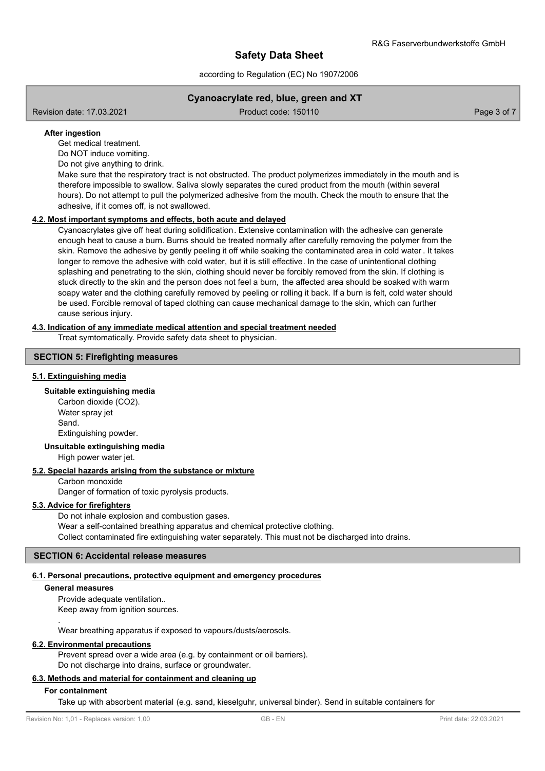**After ingestion**

Get medical treatment.

Do NOT induce vomiting.

Do not give anything to drink.

Make sure that the respiratory tract is not obstructed. The product polymerizes immediately in the mouth and is therefore impossible to swallow. Saliva slowly separates the cured product from the mouth (within several hours). Do not attempt to pull the polymerized adhesive from the mouth. Check the mouth to ensure that the adhesive, if it comes off, is not swallowed.

**4.2. Most important symptoms and effects, both acute and delayed**

Cyanoacrylates give off heat during solidification. Extensive contamination with the adhesive can generate enough heat to cause a burn. Burns should be treated normally after carefully removing the polymer from the skin. Remove the adhesive by gently peeling it off while soaking the contaminated area in cold water. It takes longer to remove the adhesive with cold water, but it is still effective. In the case of unintentional clothing splashing and penetrating to the skin, clothing should never be forcibly removed from the skin. If clothing is stuck directly to the skin and the person does not feel a burn, the affected area should be soaked with warm soapy water and the clothing carefully removed by peeling or rolling it back. If a burn is felt, cold water should be used. Forcible removal of taped clothing can cause mechanical damage to the skin, which can further cause serious injury.

**4.3. Indication of any immediate medical attention and special treatment needed**

Treat symtomatically. Provide safety data sheet to physician.

## SECTION 5: Firefighting measures

**5.1. Extinguishing media**

**Suitable extinguishing media**

Carbon dioxide ($CO_2$).
Water spray jet
Sand.
Extinguishing powder.

**Unsuitable extinguishing media**

High power water jet.

**5.2. Special hazards arising from the substance or mixture**

Carbon monoxide
Danger of formation of toxic pyrolysis products.

**5.3. Advice for firefighters**

Do not inhale explosion and combustion gases.
Wear a self-contained breathing apparatus and chemical protective clothing.
Collect contaminated fire extinguishing water separately. This must not be discharged into drains.

## SECTION 6: Accidental release measures

**6.1. Personal precautions, protective equipment and emergency procedures**

**General measures**

Provide adequate ventilation..
Keep away from ignition sources.
.
Wear breathing apparatus if exposed to vapours/dusts/aerosols.

**6.2. Environmental precautions**

Prevent spread over a wide area (e.g. by containment or oil barriers).
Do not discharge into drains, surface or groundwater.

**6.3. Methods and material for containment and cleaning up**

**For containment**

Take up with absorbent material (e.g. sand, kieselguhr, universal binder). Send in suitable containers for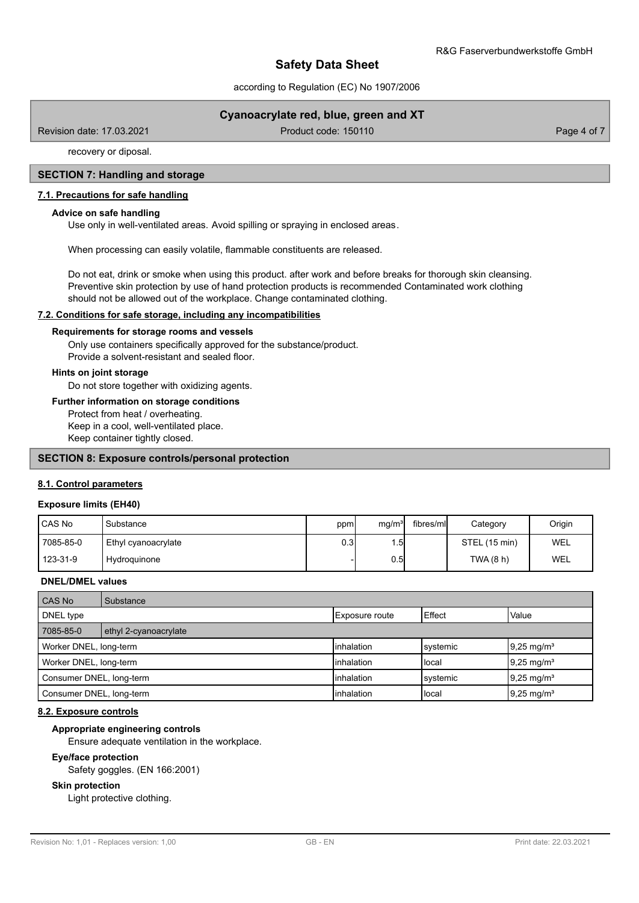recovery or diposal.

## SECTION 7: Handling and storage

### 7.1. Precautions for safe handling

**Advice on safe handling**

Use only in well-ventilated areas. Avoid spilling or spraying in enclosed areas.

When processing can easily volatile, flammable constituents are released.

Do not eat, drink or smoke when using this product. after work and before breaks for thorough skin cleansing. Preventive skin protection by use of hand protection products is recommended Contaminated work clothing should not be allowed out of the workplace. Change contaminated clothing.

### 7.2. Conditions for safe storage, including any incompatibilities

**Requirements for storage rooms and vessels**

Only use containers specifically approved for the substance/product.
Provide a solvent-resistant and sealed floor.

**Hints on joint storage**

Do not store together with oxidizing agents.

**Further information on storage conditions**

Protect from heat / overheating.
Keep in a cool, well-ventilated place.
Keep container tightly closed.

## SECTION 8: Exposure controls/personal protection

### 8.1. Control parameters

**Exposure limits (EH40)**

| CAS No | Substance | ppm | mg/m³ | fibres/ml | Category | Origin |
|---|---|---|---|---|---|---|
| 7085-85-0 | Ethyl cyanoacrylate | 0.3 | 1.5 | | STEL (15 min) | WEL |
| 123-31-9 | Hydroquinone | - | 0.5 | | TWA (8 h) | WEL |

**DNEL/DMEL values**

| CAS No | Substance | | |
|---|---|---|---|
| DNEL type | Exposure route | Effect | Value |
| 7085-85-0 | ethyl 2-cyanoacrylate | | |
| Worker DNEL, long-term | inhalation | systemic | 9,25 mg/m³ |
| Worker DNEL, long-term | inhalation | local | 9,25 mg/m³ |
| Consumer DNEL, long-term | inhalation | systemic | 9,25 mg/m³ |
| Consumer DNEL, long-term | inhalation | local | 9,25 mg/m³ |

### 8.2. Exposure controls

**Appropriate engineering controls**

Ensure adequate ventilation in the workplace.

**Eye/face protection**

Safety goggles. (EN 166:2001)

**Skin protection**

Light protective clothing.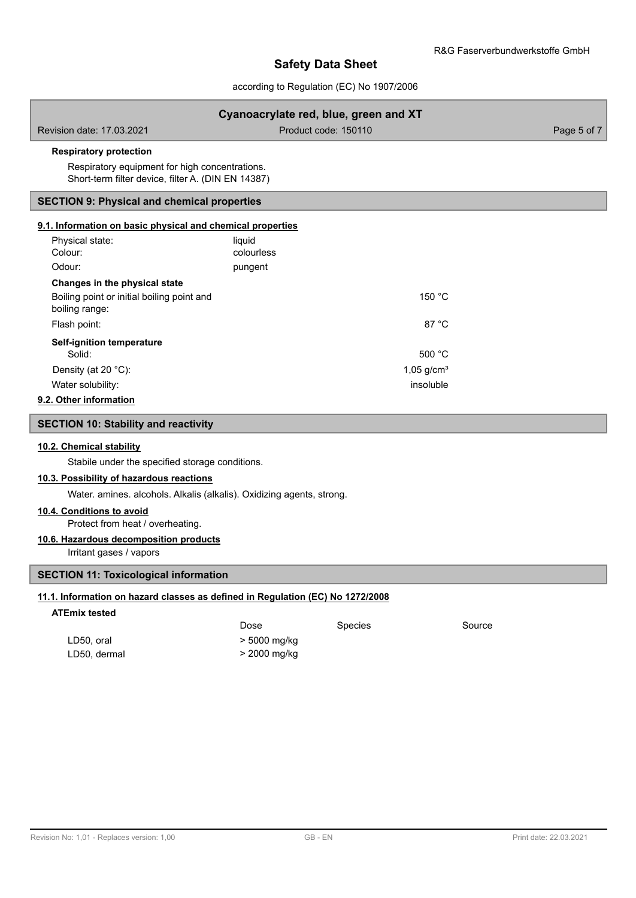**Respiratory protection**

Respiratory equipment for high concentrations.
Short-term filter device, filter A. (DIN EN 14387)

## SECTION 9: Physical and chemical properties

### 9.1. Information on basic physical and chemical properties

| | | |
|---|---|---|
| Physical state: | liquid | |
| Colour: | colourless | |
| Odour: | pungent | |
| **Changes in the physical state** | | |
| Boiling point or initial boiling point and boiling range: | | 150 °C |
| Flash point: | | 87 °C |
| **Self-ignition temperature** | | |
| Solid: | | 500 °C |
| Density (at 20 °C): | | 1,05 g/cm³ |
| Water solubility: | | insoluble |

### 9.2. Other information

## SECTION 10: Stability and reactivity

### 10.2. Chemical stability

Stabile under the specified storage conditions.

### 10.3. Possibility of hazardous reactions

Water. amines. alcohols. Alkalis (alkalis). Oxidizing agents, strong.

### 10.4. Conditions to avoid

Protect from heat / overheating.

### 10.6. Hazardous decomposition products

Irritant gases / vapors

## SECTION 11: Toxicological information

### 11.1. Information on hazard classes as defined in Regulation (EC) No 1272/2008

**ATEmix tested**

| | Dose | Species | Source |
|---|---|---|---|
| LD50, oral | > 5000 mg/kg | | |
| LD50, dermal | > 2000 mg/kg | | |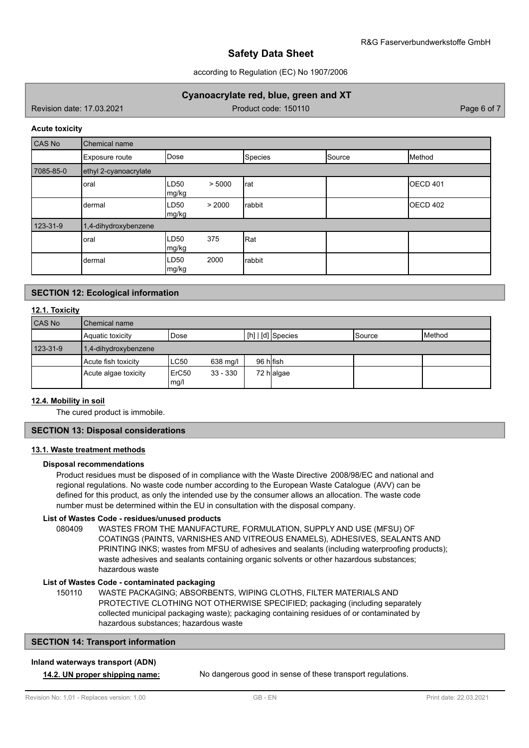**Acute toxicity**

| CAS No | Chemical name | | | | |
|---|---|---|---|---|---|
| | Exposure route | Dose | Species | Source | Method |
| 7085-85-0 | ethyl 2-cyanoacrylate | | | | |
| | oral | LD50 > 5000 mg/kg | rat | | OECD 401 |
| | dermal | LD50 > 2000 mg/kg | rabbit | | OECD 402 |
| 123-31-9 | 1,4-dihydroxybenzene | | | | |
| | oral | LD50 375 mg/kg | Rat | | |
| | dermal | LD50 2000 mg/kg | rabbit | | |

## SECTION 12: Ecological information

### 12.1. Toxicity

| CAS No | Chemical name | | | | | |
|---|---|---|---|---|---|---|
| | Aquatic toxicity | Dose | [h] \| [d] | Species | Source | Method |
| 123-31-9 | 1,4-dihydroxybenzene | | | | | |
| | Acute fish toxicity | LC50 638 mg/l | 96 h | fish | | |
| | Acute algae toxicity | ErC50 33 - 330 mg/l | 72 h | algae | | |

### 12.4. Mobility in soil

The cured product is immobile.

## SECTION 13: Disposal considerations

### 13.1. Waste treatment methods

**Disposal recommendations**

Product residues must be disposed of in compliance with the Waste Directive 2008/98/EC and national and regional regulations. No waste code number according to the European Waste Catalogue (AVV) can be defined for this product, as only the intended use by the consumer allows an allocation. The waste code number must be determined within the EU in consultation with the disposal company.

**List of Wastes Code - residues/unused products**

080409 WASTES FROM THE MANUFACTURE, FORMULATION, SUPPLY AND USE (MFSU) OF COATINGS (PAINTS, VARNISHES AND VITREOUS ENAMELS), ADHESIVES, SEALANTS AND PRINTING INKS; wastes from MFSU of adhesives and sealants (including waterproofing products); waste adhesives and sealants containing organic solvents or other hazardous substances; hazardous waste

**List of Wastes Code - contaminated packaging**

150110 WASTE PACKAGING; ABSORBENTS, WIPING CLOTHS, FILTER MATERIALS AND PROTECTIVE CLOTHING NOT OTHERWISE SPECIFIED; packaging (including separately collected municipal packaging waste); packaging containing residues of or contaminated by hazardous substances; hazardous waste

## SECTION 14: Transport information

**Inland waterways transport (ADN)**

**14.2. UN proper shipping name:** No dangerous good in sense of these transport regulations.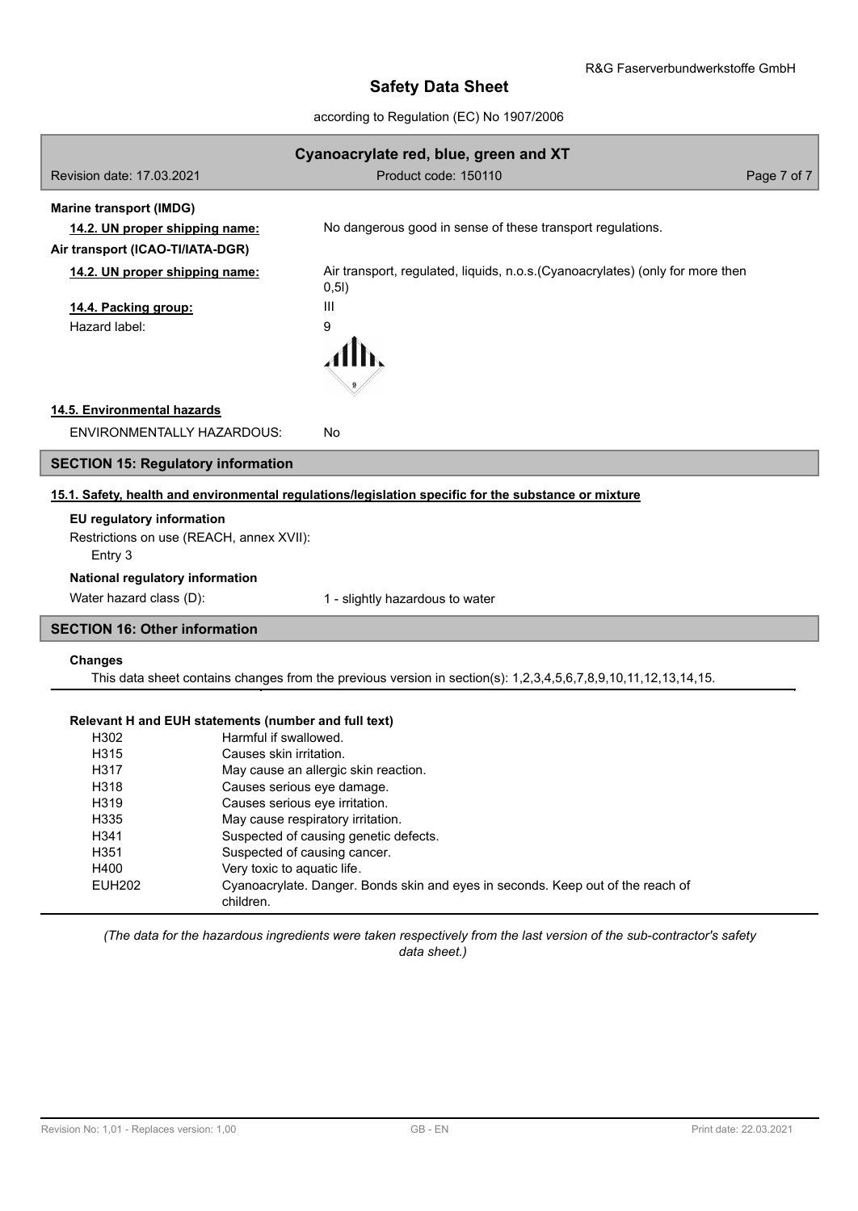**Marine transport (IMDG)**

| | |
|---|---|
| **14.2. UN proper shipping name:** | No dangerous good in sense of these transport regulations. |

**Air transport (ICAO-TI/IATA-DGR)**

| | |
|---|---|
| **14.2. UN proper shipping name:** | Air transport, regulated, liquids, n.o.s.(Cyanoacrylates) (only for more then 0,5l) |
| **14.4. Packing group:** | III |
| Hazard label: | 9 |

**14.5. Environmental hazards**

ENVIRONMENTALLY HAZARDOUS: No

## SECTION 15: Regulatory information

**15.1. Safety, health and environmental regulations/legislation specific for the substance or mixture**

**EU regulatory information**

Restrictions on use (REACH, annex XVII):

Entry 3

**National regulatory information**

Water hazard class (D): 1 - slightly hazardous to water

## SECTION 16: Other information

**Changes**

This data sheet contains changes from the previous version in section(s): 1,2,3,4,5,6,7,8,9,10,11,12,13,14,15.

**Relevant H and EUH statements (number and full text)**

| | |
|---|---|
| H302 | Harmful if swallowed. |
| H315 | Causes skin irritation. |
| H317 | May cause an allergic skin reaction. |
| H318 | Causes serious eye damage. |
| H319 | Causes serious eye irritation. |
| H335 | May cause respiratory irritation. |
| H341 | Suspected of causing genetic defects. |
| H351 | Suspected of causing cancer. |
| H400 | Very toxic to aquatic life. |
| EUH202 | Cyanoacrylate. Danger. Bonds skin and eyes in seconds. Keep out of the reach of children. |

*(The data for the hazardous ingredients were taken respectively from the last version of the sub-contractor's safety data sheet.)*